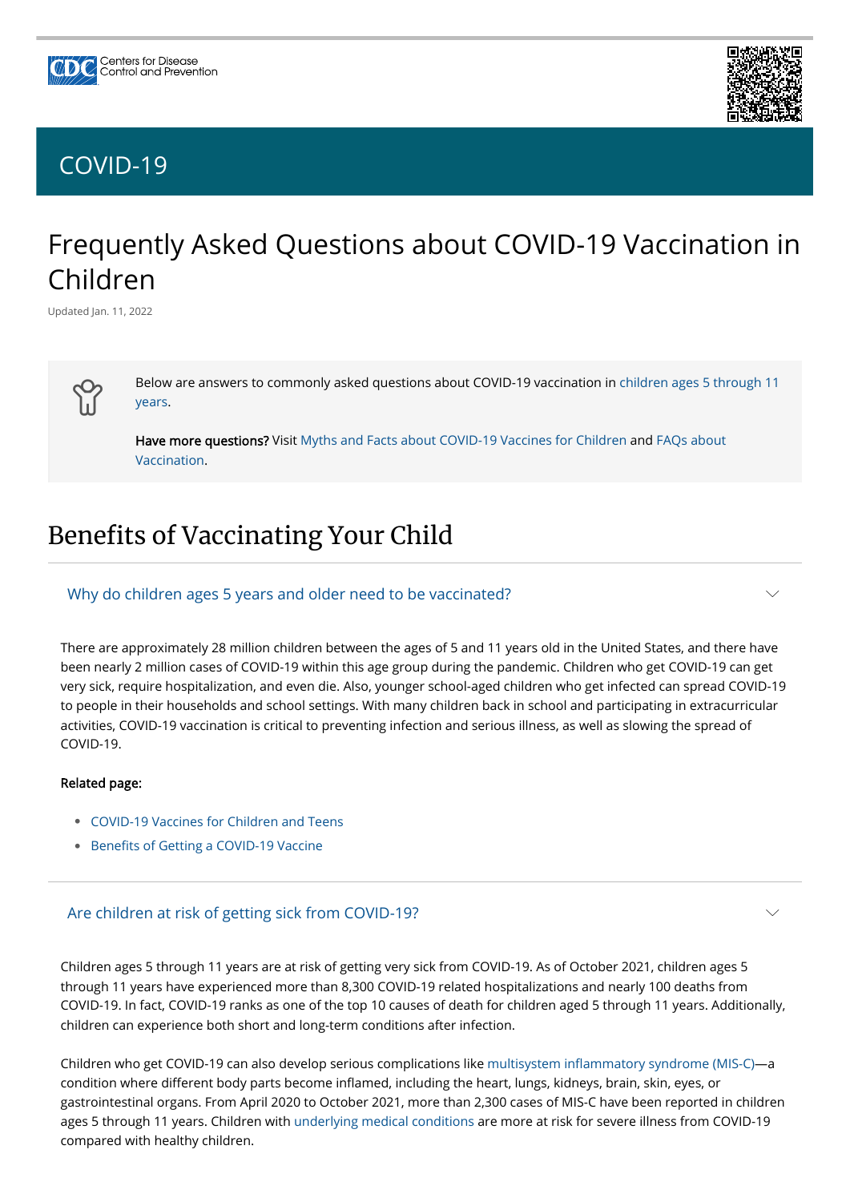# COVID-19

## Frequently Asked Questions about COVID-19 Vaccination in Children

Updated Jan. 11, 2022

Below are answers to commonly asked questions about COVID-19 vaccination in children ages 5 through 11 years.

**Have more questions?** Visit Myths and Facts about COVID-19 Vaccines for Children and FAQs about Vaccination.

## Benefits of Vaccinating Your Child

### Why do children ages 5 years and older need to be vaccinated?

There are approximately 28 million children between the ages of 5 and 11 years old in the United States, and there have been nearly 2 million cases of COVID-19 within this age group during the pandemic. Children who get COVID-19 can get very sick, require hospitalization, and even die. Also, younger school-aged children who get infected can spread COVID-19 to people in their households and school settings. With many children back in school and participating in extracurricular activities, COVID-19 vaccination is critical to preventing infection and serious illness, as well as slowing the spread of COVID-19.

**Related page:**

- COVID-19 Vaccines for Children and Teens
- Benefits of Getting a COVID-19 Vaccine

### Are children at risk of getting sick from COVID-19?

Children ages 5 through 11 years are at risk of getting very sick from COVID-19. As of October 2021, children ages 5 through 11 years have experienced more than 8,300 COVID-19 related hospitalizations and nearly 100 deaths from COVID-19. In fact, COVID-19 ranks as one of the top 10 causes of death for children aged 5 through 11 years. Additionally, children can experience both short and long-term conditions after infection.

Children who get COVID-19 can also develop serious complications like multisystem inflammatory syndrome (MIS-C)—a condition where different body parts become inflamed, including the heart, lungs, kidneys, brain, skin, eyes, or gastrointestinal organs. From April 2020 to October 2021, more than 2,300 cases of MIS-C have been reported in children ages 5 through 11 years. Children with underlying medical conditions are more at risk for severe illness from COVID-19 compared with healthy children.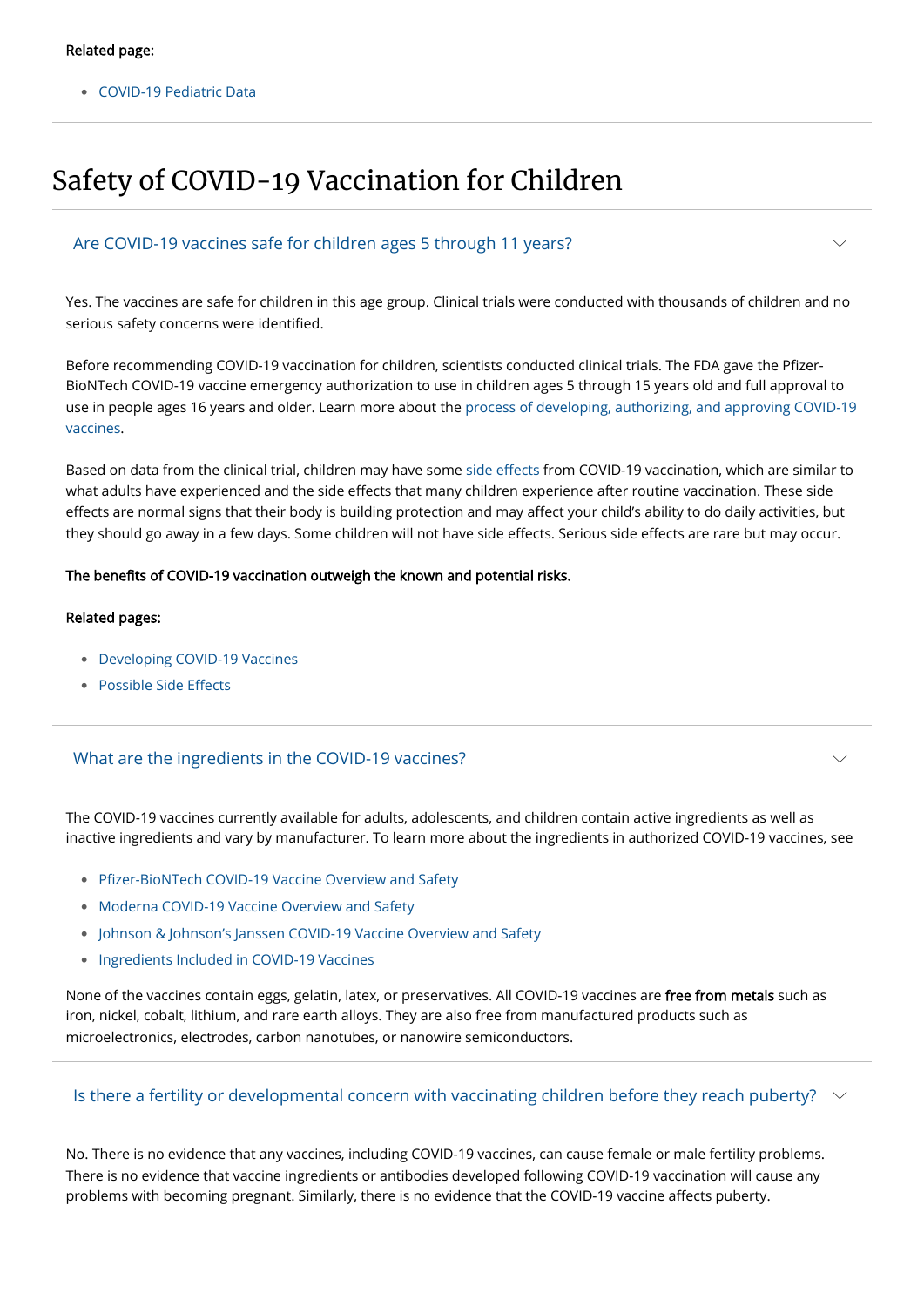**Related page:**

- COVID-19 Pediatric Data

## Safety of COVID-19 Vaccination for Children

### Are COVID-19 vaccines safe for children ages 5 through 11 years?

Yes. The vaccines are safe for children in this age group. Clinical trials were conducted with thousands of children and no serious safety concerns were identified.

Before recommending COVID-19 vaccination for children, scientists conducted clinical trials. The FDA gave the Pfizer-BioNTech COVID-19 vaccine emergency authorization to use in children ages 5 through 15 years old and full approval to use in people ages 16 years and older. Learn more about the process of developing, authorizing, and approving COVID-19 vaccines.

Based on data from the clinical trial, children may have some side effects from COVID-19 vaccination, which are similar to what adults have experienced and the side effects that many children experience after routine vaccination. These side effects are normal signs that their body is building protection and may affect your child's ability to do daily activities, but they should go away in a few days. Some children will not have side effects. Serious side effects are rare but may occur.

**The benefits of COVID-19 vaccination outweigh the known and potential risks.**

**Related pages:**

- Developing COVID-19 Vaccines
- Possible Side Effects

### What are the ingredients in the COVID-19 vaccines?

The COVID-19 vaccines currently available for adults, adolescents, and children contain active ingredients as well as inactive ingredients and vary by manufacturer. To learn more about the ingredients in authorized COVID-19 vaccines, see

- Pfizer-BioNTech COVID-19 Vaccine Overview and Safety
- Moderna COVID-19 Vaccine Overview and Safety
- Johnson & Johnson's Janssen COVID-19 Vaccine Overview and Safety
- Ingredients Included in COVID-19 Vaccines

None of the vaccines contain eggs, gelatin, latex, or preservatives. All COVID-19 vaccines are **free from metals** such as iron, nickel, cobalt, lithium, and rare earth alloys. They are also free from manufactured products such as microelectronics, electrodes, carbon nanotubes, or nanowire semiconductors.

### Is there a fertility or developmental concern with vaccinating children before they reach puberty?

No. There is no evidence that any vaccines, including COVID-19 vaccines, can cause female or male fertility problems. There is no evidence that vaccine ingredients or antibodies developed following COVID-19 vaccination will cause any problems with becoming pregnant. Similarly, there is no evidence that the COVID-19 vaccine affects puberty.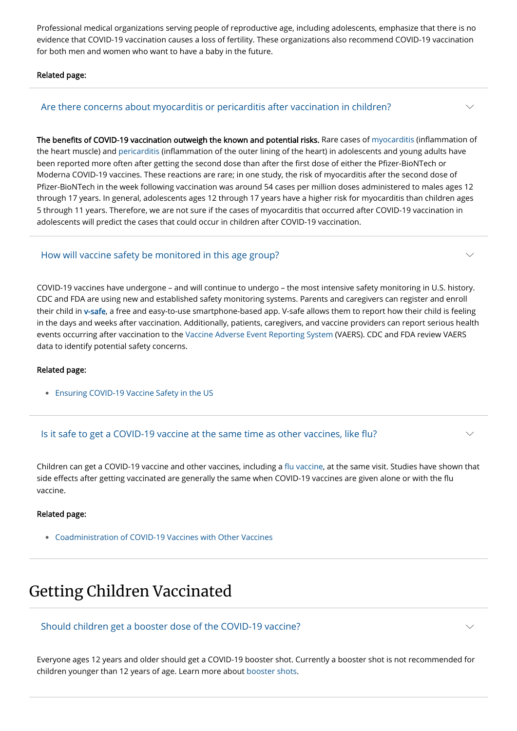Professional medical organizations serving people of reproductive age, including adolescents, emphasize that there is no evidence that COVID-19 vaccination causes a loss of fertility. These organizations also recommend COVID-19 vaccination for both men and women who want to have a baby in the future.

**Related page:**

### Are there concerns about myocarditis or pericarditis after vaccination in children?

**The benefits of COVID-19 vaccination outweigh the known and potential risks.** Rare cases of myocarditis (inflammation of the heart muscle) and pericarditis (inflammation of the outer lining of the heart) in adolescents and young adults have been reported more often after getting the second dose than after the first dose of either the Pfizer-BioNTech or Moderna COVID-19 vaccines. These reactions are rare; in one study, the risk of myocarditis after the second dose of Pfizer-BioNTech in the week following vaccination was around 54 cases per million doses administered to males ages 12 through 17 years. In general, adolescents ages 12 through 17 years have a higher risk for myocarditis than children ages 5 through 11 years. Therefore, we are not sure if the cases of myocarditis that occurred after COVID-19 vaccination in adolescents will predict the cases that could occur in children after COVID-19 vaccination.

### How will vaccine safety be monitored in this age group?

COVID-19 vaccines have undergone – and will continue to undergo – the most intensive safety monitoring in U.S. history. CDC and FDA are using new and established safety monitoring systems. Parents and caregivers can register and enroll their child in **v-safe**, a free and easy-to-use smartphone-based app. V-safe allows them to report how their child is feeling in the days and weeks after vaccination. Additionally, patients, caregivers, and vaccine providers can report serious health events occurring after vaccination to the Vaccine Adverse Event Reporting System (VAERS). CDC and FDA review VAERS data to identify potential safety concerns.

**Related page:**

- Ensuring COVID-19 Vaccine Safety in the US

### Is it safe to get a COVID-19 vaccine at the same time as other vaccines, like flu?

Children can get a COVID-19 vaccine and other vaccines, including a flu vaccine, at the same visit. Studies have shown that side effects after getting vaccinated are generally the same when COVID-19 vaccines are given alone or with the flu vaccine.

**Related page:**

- Coadministration of COVID-19 Vaccines with Other Vaccines

## Getting Children Vaccinated

### Should children get a booster dose of the COVID-19 vaccine?

Everyone ages 12 years and older should get a COVID-19 booster shot. Currently a booster shot is not recommended for children younger than 12 years of age. Learn more about booster shots.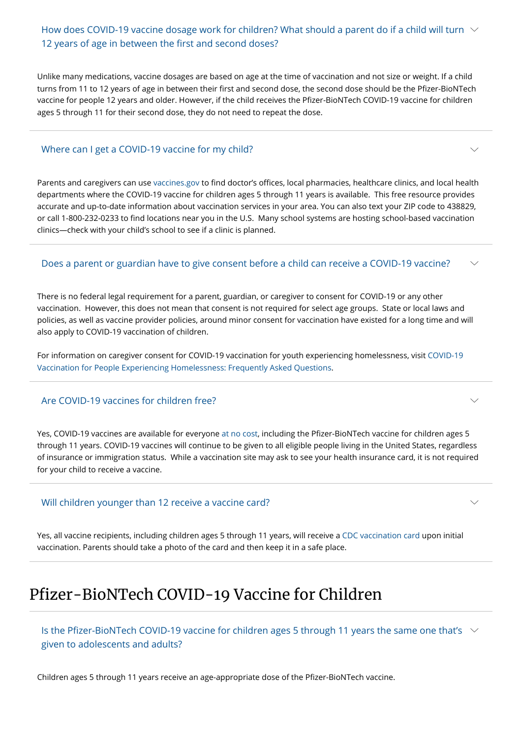### How does COVID-19 vaccine dosage work for children? What should a parent do if a child will turn 12 years of age in between the first and second doses?

Unlike many medications, vaccine dosages are based on age at the time of vaccination and not size or weight. If a child turns from 11 to 12 years of age in between their first and second dose, the second dose should be the Pfizer-BioNTech vaccine for people 12 years and older. However, if the child receives the Pfizer-BioNTech COVID-19 vaccine for children ages 5 through 11 for their second dose, they do not need to repeat the dose.

### Where can I get a COVID-19 vaccine for my child?

Parents and caregivers can use vaccines.gov to find doctor's offices, local pharmacies, healthcare clinics, and local health departments where the COVID-19 vaccine for children ages 5 through 11 years is available. This free resource provides accurate and up-to-date information about vaccination services in your area. You can also text your ZIP code to 438829, or call 1-800-232-0233 to find locations near you in the U.S. Many school systems are hosting school-based vaccination clinics—check with your child's school to see if a clinic is planned.

### Does a parent or guardian have to give consent before a child can receive a COVID-19 vaccine?

There is no federal legal requirement for a parent, guardian, or caregiver to consent for COVID-19 or any other vaccination. However, this does not mean that consent is not required for select age groups. State or local laws and policies, as well as vaccine provider policies, around minor consent for vaccination have existed for a long time and will also apply to COVID-19 vaccination of children.

For information on caregiver consent for COVID-19 vaccination for youth experiencing homelessness, visit COVID-19 Vaccination for People Experiencing Homelessness: Frequently Asked Questions.

### Are COVID-19 vaccines for children free?

Yes, COVID-19 vaccines are available for everyone at no cost, including the Pfizer-BioNTech vaccine for children ages 5 through 11 years. COVID-19 vaccines will continue to be given to all eligible people living in the United States, regardless of insurance or immigration status. While a vaccination site may ask to see your health insurance card, it is not required for your child to receive a vaccine.

### Will children younger than 12 receive a vaccine card?

Yes, all vaccine recipients, including children ages 5 through 11 years, will receive a CDC vaccination card upon initial vaccination. Parents should take a photo of the card and then keep it in a safe place.

## Pfizer-BioNTech COVID-19 Vaccine for Children

### Is the Pfizer-BioNTech COVID-19 vaccine for children ages 5 through 11 years the same one that's given to adolescents and adults?

Children ages 5 through 11 years receive an age-appropriate dose of the Pfizer-BioNTech vaccine.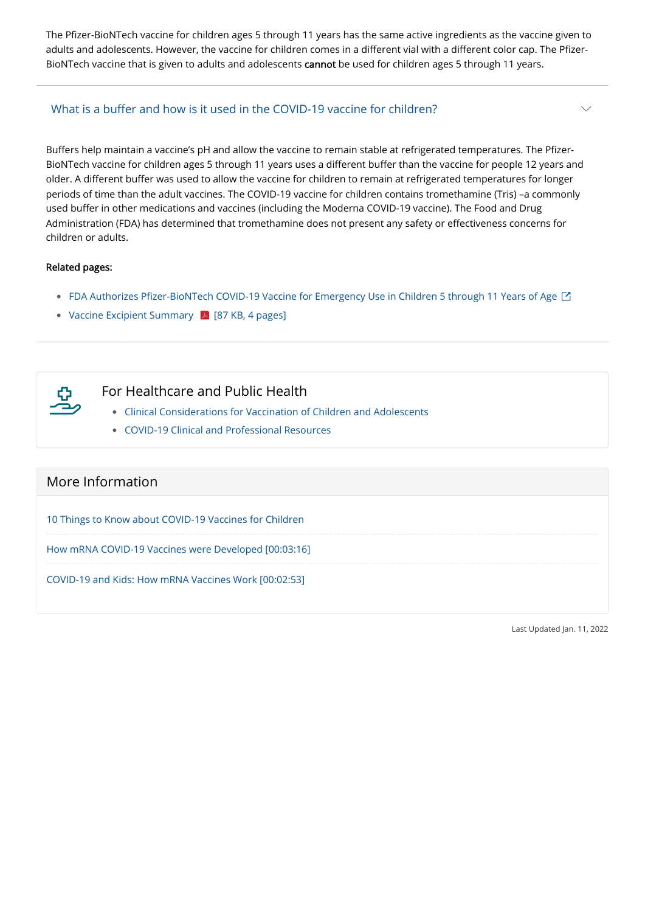The Pfizer-BioNTech vaccine for children ages 5 through 11 years has the same active ingredients as the vaccine given to adults and adolescents. However, the vaccine for children comes in a different vial with a different color cap. The Pfizer-BioNTech vaccine that is given to adults and adolescents **cannot** be used for children ages 5 through 11 years.

### What is a buffer and how is it used in the COVID-19 vaccine for children?

Buffers help maintain a vaccine's pH and allow the vaccine to remain stable at refrigerated temperatures. The Pfizer-BioNTech vaccine for children ages 5 through 11 years uses a different buffer than the vaccine for people 12 years and older. A different buffer was used to allow the vaccine for children to remain at refrigerated temperatures for longer periods of time than the adult vaccines. The COVID-19 vaccine for children contains tromethamine (Tris) –a commonly used buffer in other medications and vaccines (including the Moderna COVID-19 vaccine). The Food and Drug Administration (FDA) has determined that tromethamine does not present any safety or effectiveness concerns for children or adults.

**Related pages:**

- FDA Authorizes Pfizer-BioNTech COVID-19 Vaccine for Emergency Use in Children 5 through 11 Years of Age
- Vaccine Excipient Summary [87 KB, 4 pages]

## For Healthcare and Public Health

- Clinical Considerations for Vaccination of Children and Adolescents
- COVID-19 Clinical and Professional Resources

## More Information

10 Things to Know about COVID-19 Vaccines for Children

How mRNA COVID-19 Vaccines were Developed [00:03:16]

COVID-19 and Kids: How mRNA Vaccines Work [00:02:53]

Last Updated Jan. 11, 2022